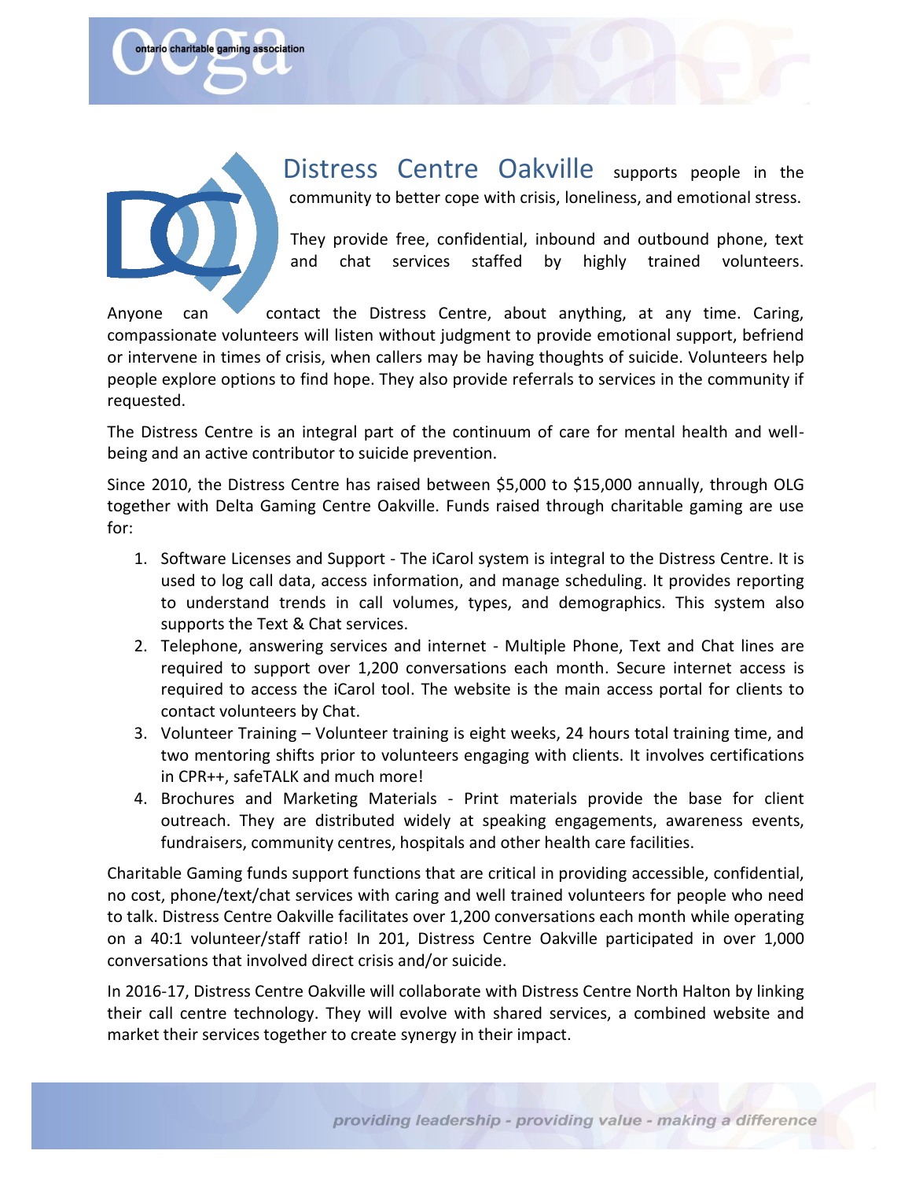# Distress Centre Oakville

**Distress Centre Oakville** supports people in the community to better cope with crisis, loneliness, and emotional stress.

They provide free, confidential, inbound and outbound phone, text and chat services staffed by highly trained volunteers. Anyone can contact the Distress Centre, about anything, at any time. Caring, compassionate volunteers will listen without judgment to provide emotional support, befriend or intervene in times of crisis, when callers may be having thoughts of suicide. Volunteers help people explore options to find hope. They also provide referrals to services in the community if requested.

The Distress Centre is an integral part of the continuum of care for mental health and well-being and an active contributor to suicide prevention.

Since 2010, the Distress Centre has raised between $5,000 to $15,000 annually, through OLG together with Delta Gaming Centre Oakville. Funds raised through charitable gaming are use for:

1. Software Licenses and Support - The iCarol system is integral to the Distress Centre. It is used to log call data, access information, and manage scheduling. It provides reporting to understand trends in call volumes, types, and demographics. This system also supports the Text & Chat services.
2. Telephone, answering services and internet - Multiple Phone, Text and Chat lines are required to support over 1,200 conversations each month. Secure internet access is required to access the iCarol tool. The website is the main access portal for clients to contact volunteers by Chat.
3. Volunteer Training – Volunteer training is eight weeks, 24 hours total training time, and two mentoring shifts prior to volunteers engaging with clients. It involves certifications in CPR++, safeTALK and much more!
4. Brochures and Marketing Materials - Print materials provide the base for client outreach. They are distributed widely at speaking engagements, awareness events, fundraisers, community centres, hospitals and other health care facilities.

Charitable Gaming funds support functions that are critical in providing accessible, confidential, no cost, phone/text/chat services with caring and well trained volunteers for people who need to talk. Distress Centre Oakville facilitates over 1,200 conversations each month while operating on a 40:1 volunteer/staff ratio! In 201, Distress Centre Oakville participated in over 1,000 conversations that involved direct crisis and/or suicide.

In 2016-17, Distress Centre Oakville will collaborate with Distress Centre North Halton by linking their call centre technology. They will evolve with shared services, a combined website and market their services together to create synergy in their impact.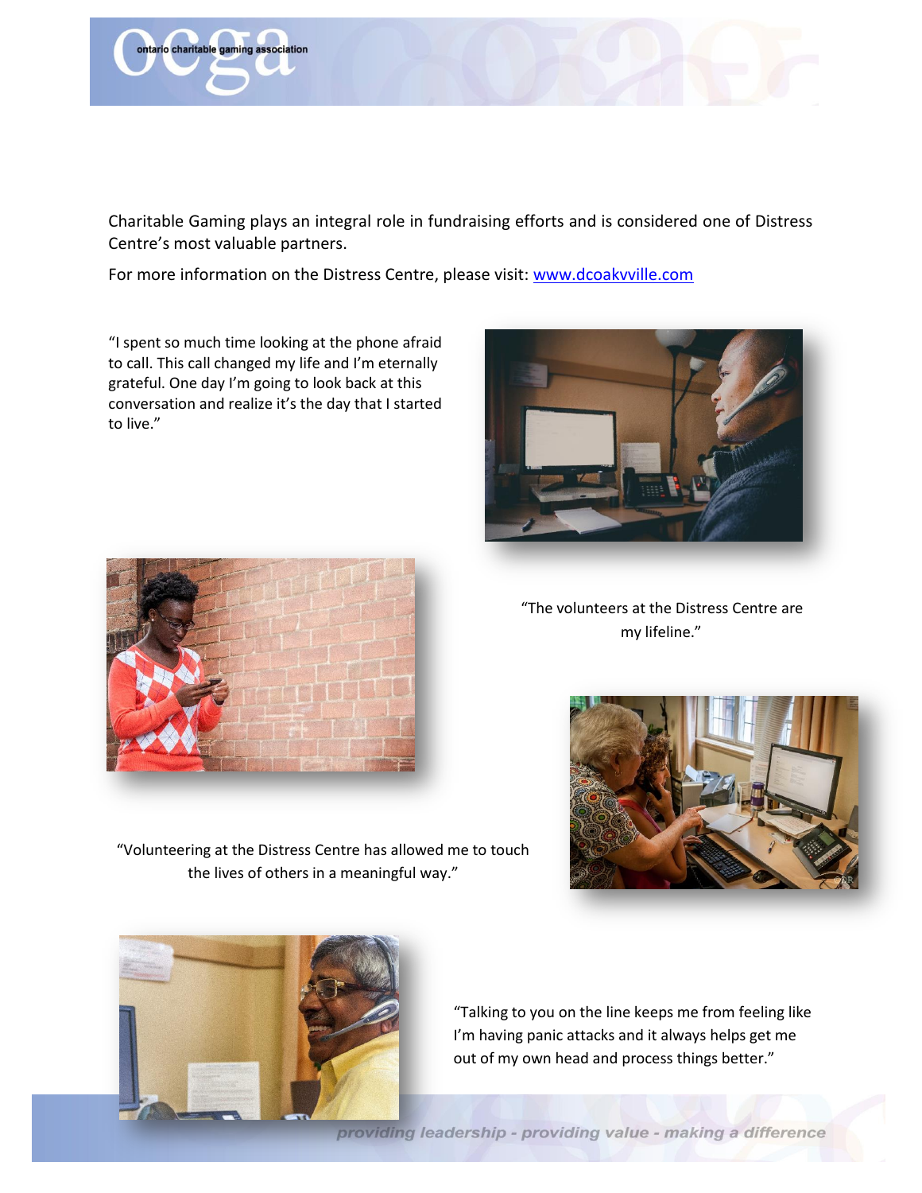Charitable Gaming plays an integral role in fundraising efforts and is considered one of Distress Centre's most valuable partners.

For more information on the Distress Centre, please visit: [www.dcoakvville.com](http://www.dcoakvville.com)

"I spent so much time looking at the phone afraid to call. This call changed my life and I'm eternally grateful. One day I'm going to look back at this conversation and realize it's the day that I started to live."

"The volunteers at the Distress Centre are my lifeline."

"Volunteering at the Distress Centre has allowed me to touch the lives of others in a meaningful way."

"Talking to you on the line keeps me from feeling like I'm having panic attacks and it always helps get me out of my own head and process things better."